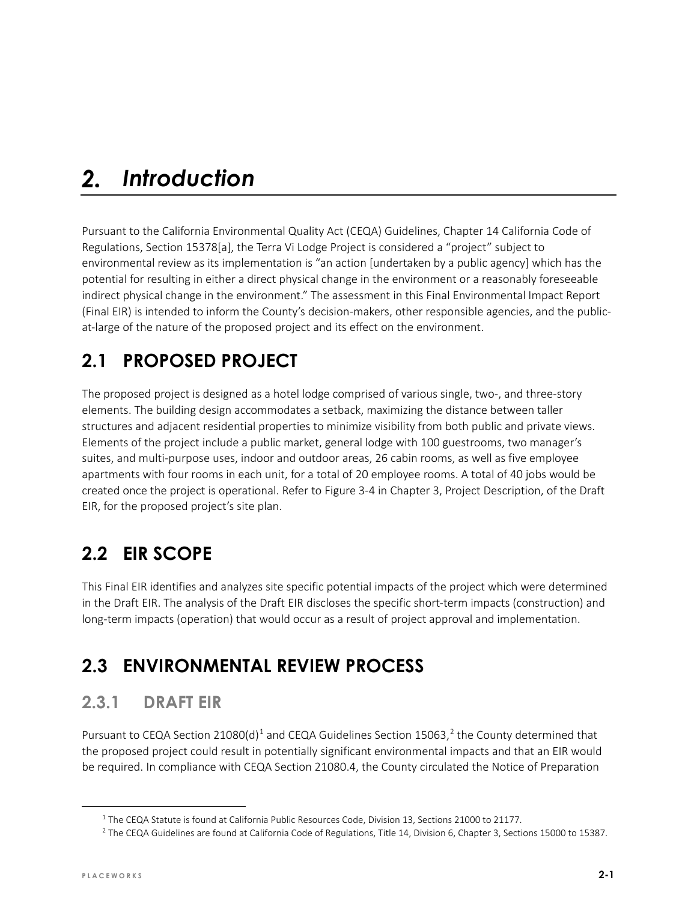# 2. Introduction

Pursuant to the California Environmental Quality Act (CEQA) Guidelines, Chapter 14 California Code of Regulations, Section 15378[a], the Terra Vi Lodge Project is considered a "project" subject to environmental review as its implementation is "an action [undertaken by a public agency] which has the potential for resulting in either a direct physical change in the environment or a reasonably foreseeable indirect physical change in the environment." The assessment in this Final Environmental Impact Report (Final EIR) is intended to inform the County's decision-makers, other responsible agencies, and the public-at-large of the nature of the proposed project and its effect on the environment.

## 2.1 PROPOSED PROJECT

The proposed project is designed as a hotel lodge comprised of various single, two-, and three-story elements. The building design accommodates a setback, maximizing the distance between taller structures and adjacent residential properties to minimize visibility from both public and private views. Elements of the project include a public market, general lodge with 100 guestrooms, two manager's suites, and multi-purpose uses, indoor and outdoor areas, 26 cabin rooms, as well as five employee apartments with four rooms in each unit, for a total of 20 employee rooms. A total of 40 jobs would be created once the project is operational. Refer to Figure 3-4 in Chapter 3, Project Description, of the Draft EIR, for the proposed project's site plan.

## 2.2 EIR SCOPE

This Final EIR identifies and analyzes site specific potential impacts of the project which were determined in the Draft EIR. The analysis of the Draft EIR discloses the specific short-term impacts (construction) and long-term impacts (operation) that would occur as a result of project approval and implementation.

## 2.3 ENVIRONMENTAL REVIEW PROCESS

### 2.3.1 DRAFT EIR

Pursuant to CEQA Section 21080(d)[1] and CEQA Guidelines Section 15063,[2] the County determined that the proposed project could result in potentially significant environmental impacts and that an EIR would be required. In compliance with CEQA Section 21080.4, the County circulated the Notice of Preparation

[1] The CEQA Statute is found at California Public Resources Code, Division 13, Sections 21000 to 21177.

[2] The CEQA Guidelines are found at California Code of Regulations, Title 14, Division 6, Chapter 3, Sections 15000 to 15387.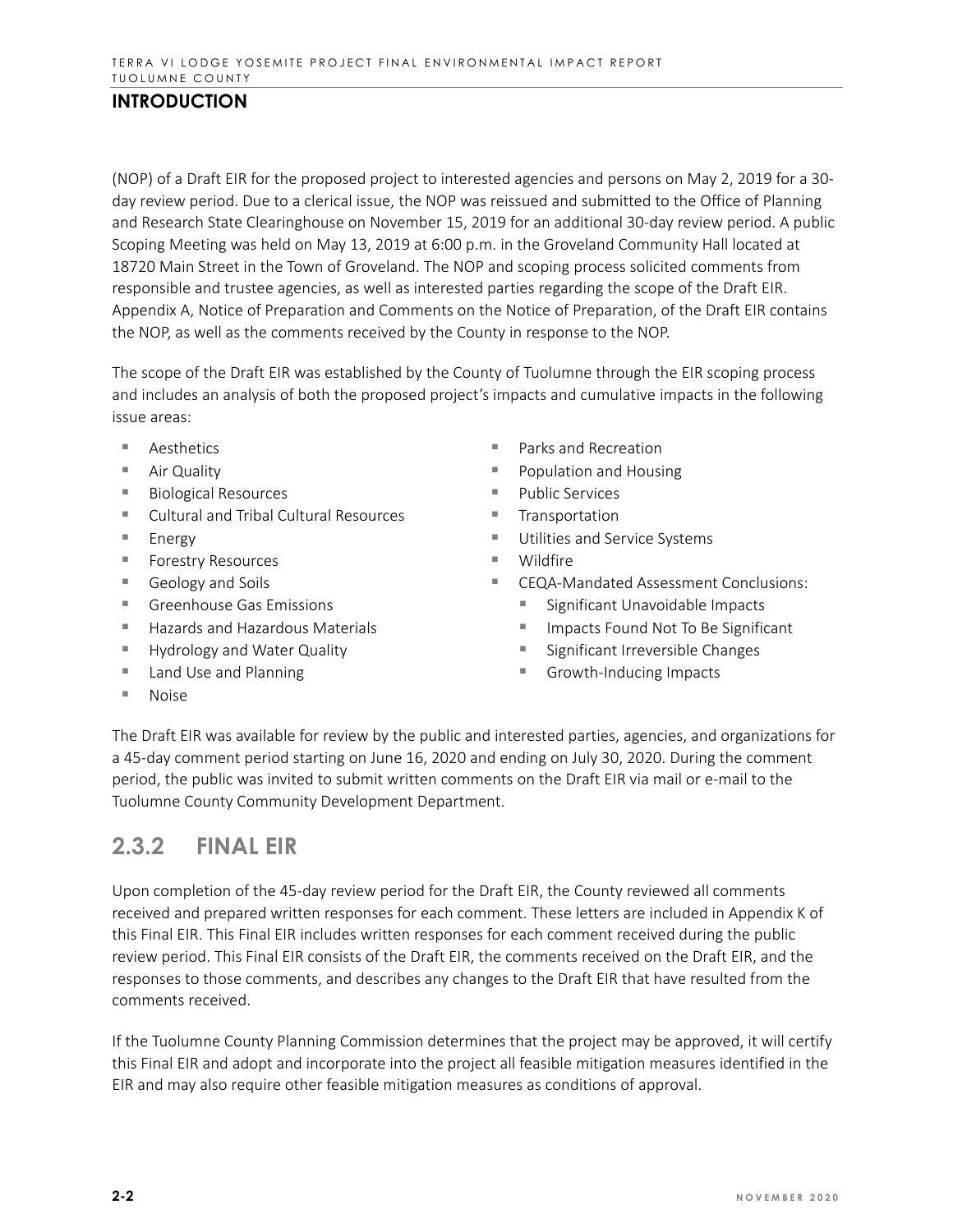(NOP) of a Draft EIR for the proposed project to interested agencies and persons on May 2, 2019 for a 30-day review period. Due to a clerical issue, the NOP was reissued and submitted to the Office of Planning and Research State Clearinghouse on November 15, 2019 for an additional 30-day review period. A public Scoping Meeting was held on May 13, 2019 at 6:00 p.m. in the Groveland Community Hall located at 18720 Main Street in the Town of Groveland. The NOP and scoping process solicited comments from responsible and trustee agencies, as well as interested parties regarding the scope of the Draft EIR. Appendix A, Notice of Preparation and Comments on the Notice of Preparation, of the Draft EIR contains the NOP, as well as the comments received by the County in response to the NOP.

The scope of the Draft EIR was established by the County of Tuolumne through the EIR scoping process and includes an analysis of both the proposed project's impacts and cumulative impacts in the following issue areas:

- Aesthetics
- Air Quality
- Biological Resources
- Cultural and Tribal Cultural Resources
- Energy
- Forestry Resources
- Geology and Soils
- Greenhouse Gas Emissions
- Hazards and Hazardous Materials
- Hydrology and Water Quality
- Land Use and Planning
- Noise
- Parks and Recreation
- Population and Housing
- Public Services
- Transportation
- Utilities and Service Systems
- Wildfire
- CEQA-Mandated Assessment Conclusions:
  - Significant Unavoidable Impacts
  - Impacts Found Not To Be Significant
  - Significant Irreversible Changes
  - Growth-Inducing Impacts

The Draft EIR was available for review by the public and interested parties, agencies, and organizations for a 45-day comment period starting on June 16, 2020 and ending on July 30, 2020. During the comment period, the public was invited to submit written comments on the Draft EIR via mail or e-mail to the Tuolumne County Community Development Department.

## 2.3.2 FINAL EIR

Upon completion of the 45-day review period for the Draft EIR, the County reviewed all comments received and prepared written responses for each comment. These letters are included in Appendix K of this Final EIR. This Final EIR includes written responses for each comment received during the public review period. This Final EIR consists of the Draft EIR, the comments received on the Draft EIR, and the responses to those comments, and describes any changes to the Draft EIR that have resulted from the comments received.

If the Tuolumne County Planning Commission determines that the project may be approved, it will certify this Final EIR and adopt and incorporate into the project all feasible mitigation measures identified in the EIR and may also require other feasible mitigation measures as conditions of approval.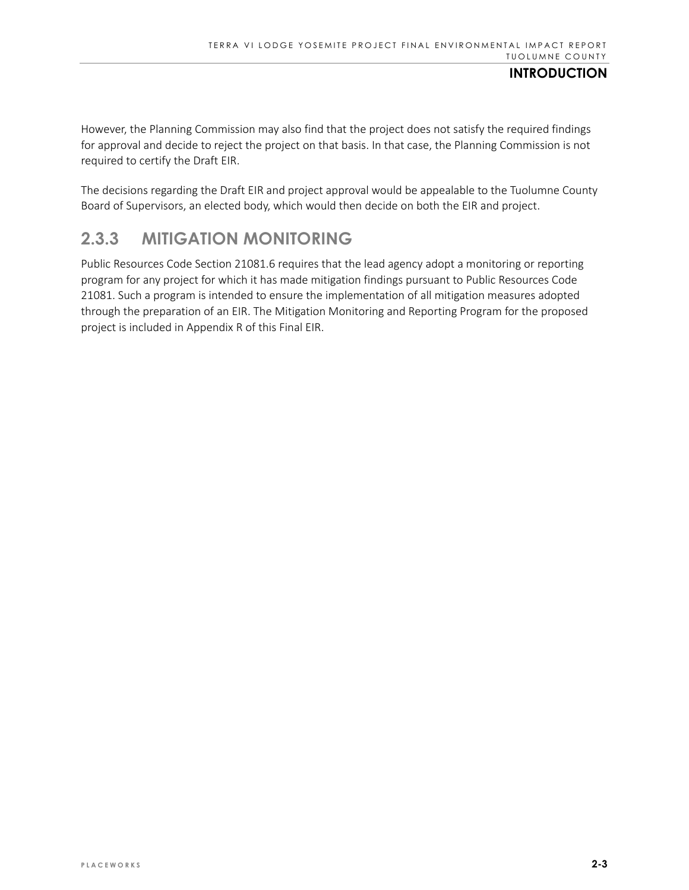However, the Planning Commission may also find that the project does not satisfy the required findings for approval and decide to reject the project on that basis. In that case, the Planning Commission is not required to certify the Draft EIR.

The decisions regarding the Draft EIR and project approval would be appealable to the Tuolumne County Board of Supervisors, an elected body, which would then decide on both the EIR and project.

### 2.3.3 MITIGATION MONITORING

Public Resources Code Section 21081.6 requires that the lead agency adopt a monitoring or reporting program for any project for which it has made mitigation findings pursuant to Public Resources Code 21081. Such a program is intended to ensure the implementation of all mitigation measures adopted through the preparation of an EIR. The Mitigation Monitoring and Reporting Program for the proposed project is included in Appendix R of this Final EIR.